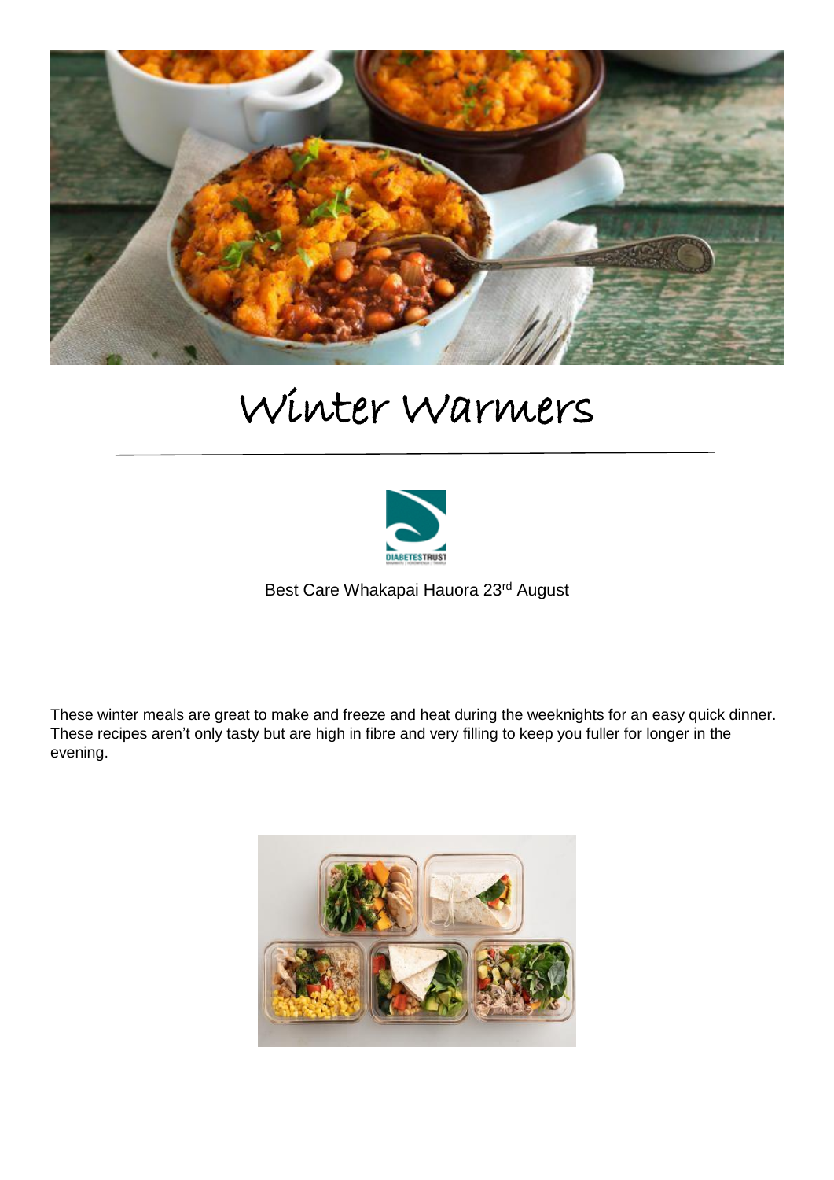# Winter Warmers

Best Care Whakapai Hauora 23rd August

These winter meals are great to make and freeze and heat during the weeknights for an easy quick dinner. These recipes aren't only tasty but are high in fibre and very filling to keep you fuller for longer in the evening.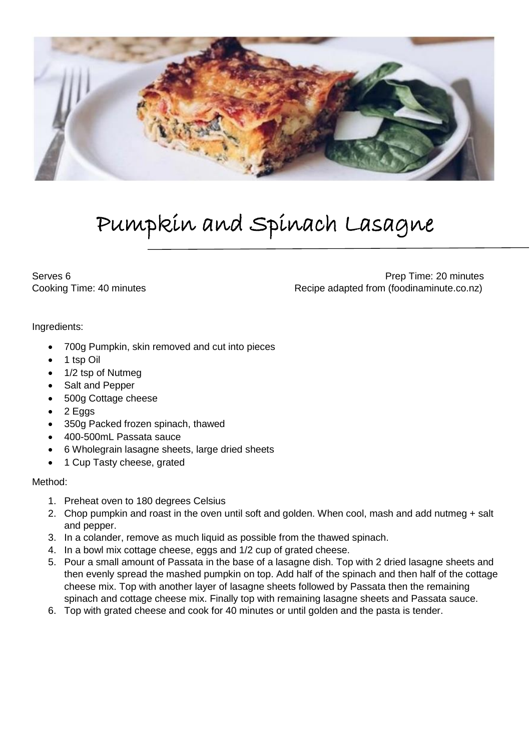# Pumpkin and Spinach Lasagne

Serves 6

Prep Time: 20 minutes

Cooking Time: 40 minutes

Recipe adapted from (foodinaminute.co.nz)

Ingredients:

- 700g Pumpkin, skin removed and cut into pieces
- 1 tsp Oil
- 1/2 tsp of Nutmeg
- Salt and Pepper
- 500g Cottage cheese
- 2 Eggs
- 350g Packed frozen spinach, thawed
- 400-500mL Passata sauce
- 6 Wholegrain lasagne sheets, large dried sheets
- 1 Cup Tasty cheese, grated

Method:

1. Preheat oven to 180 degrees Celsius
2. Chop pumpkin and roast in the oven until soft and golden. When cool, mash and add nutmeg + salt and pepper.
3. In a colander, remove as much liquid as possible from the thawed spinach.
4. In a bowl mix cottage cheese, eggs and 1/2 cup of grated cheese.
5. Pour a small amount of Passata in the base of a lasagne dish. Top with 2 dried lasagne sheets and then evenly spread the mashed pumpkin on top. Add half of the spinach and then half of the cottage cheese mix. Top with another layer of lasagne sheets followed by Passata then the remaining spinach and cottage cheese mix. Finally top with remaining lasagne sheets and Passata sauce.
6. Top with grated cheese and cook for 40 minutes or until golden and the pasta is tender.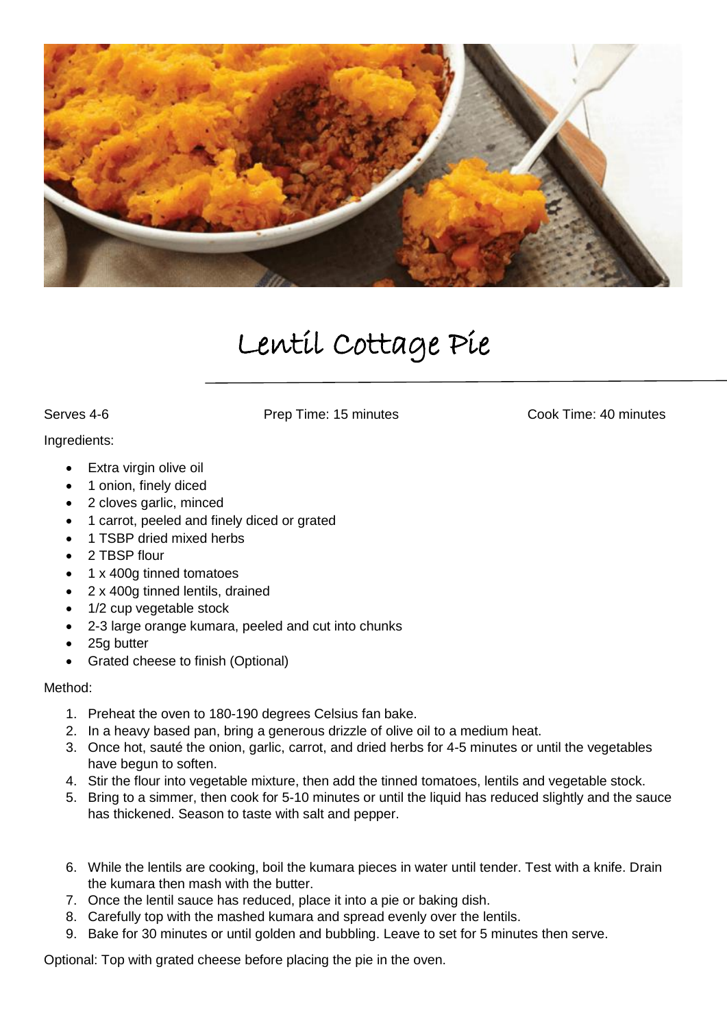# Lentil Cottage Pie

Serves 4-6

Prep Time: 15 minutes

Cook Time: 40 minutes

Ingredients:

- Extra virgin olive oil
- 1 onion, finely diced
- 2 cloves garlic, minced
- 1 carrot, peeled and finely diced or grated
- 1 TSBP dried mixed herbs
- 2 TBSP flour
- 1 x 400g tinned tomatoes
- 2 x 400g tinned lentils, drained
- 1/2 cup vegetable stock
- 2-3 large orange kumara, peeled and cut into chunks
- 25g butter
- Grated cheese to finish (Optional)

Method:

1. Preheat the oven to 180-190 degrees Celsius fan bake.
2. In a heavy based pan, bring a generous drizzle of olive oil to a medium heat.
3. Once hot, sauté the onion, garlic, carrot, and dried herbs for 4-5 minutes or until the vegetables have begun to soften.
4. Stir the flour into vegetable mixture, then add the tinned tomatoes, lentils and vegetable stock.
5. Bring to a simmer, then cook for 5-10 minutes or until the liquid has reduced slightly and the sauce has thickened. Season to taste with salt and pepper.
6. While the lentils are cooking, boil the kumara pieces in water until tender. Test with a knife. Drain the kumara then mash with the butter.
7. Once the lentil sauce has reduced, place it into a pie or baking dish.
8. Carefully top with the mashed kumara and spread evenly over the lentils.
9. Bake for 30 minutes or until golden and bubbling. Leave to set for 5 minutes then serve.

Optional: Top with grated cheese before placing the pie in the oven.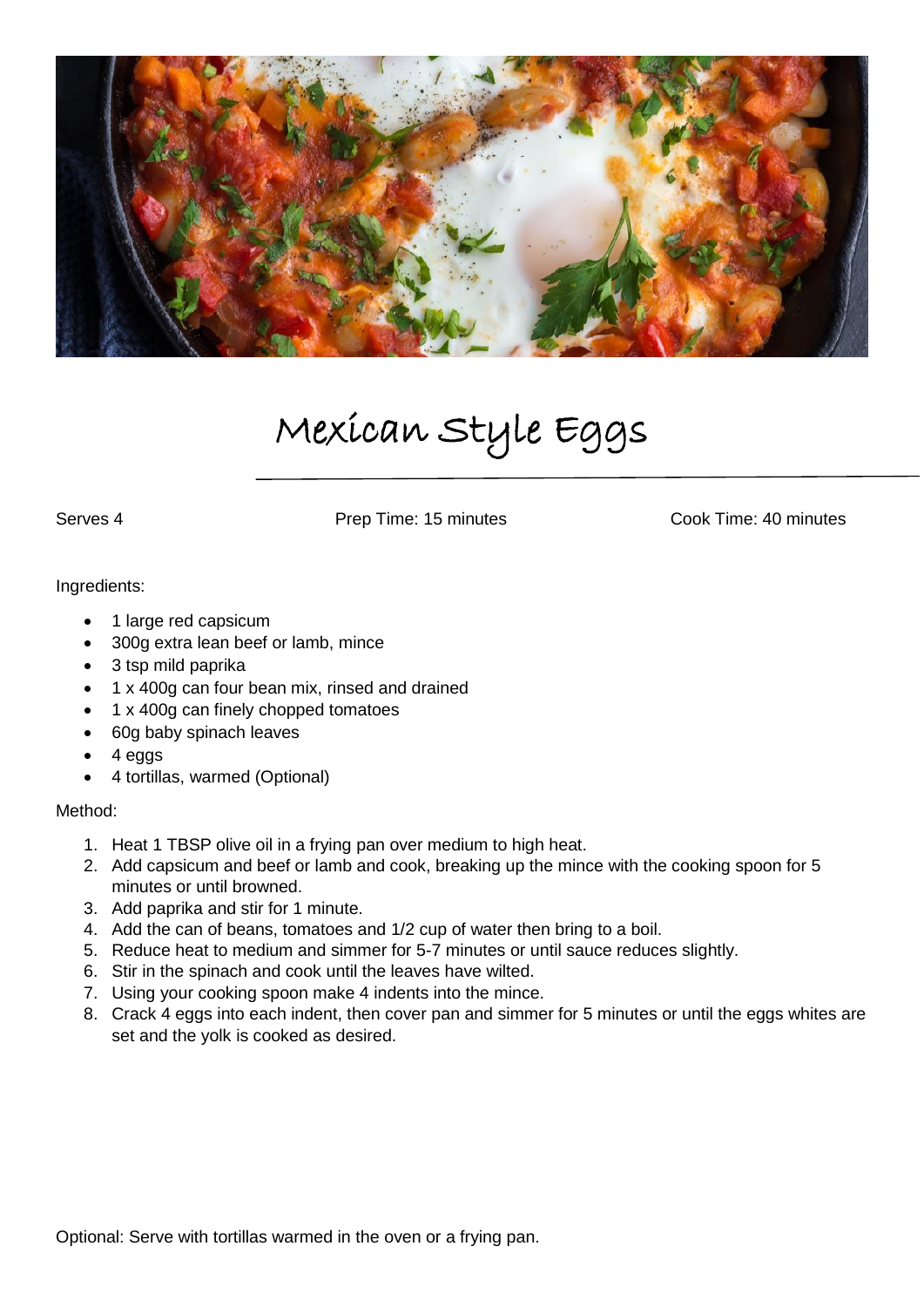# Mexican Style Eggs

Serves 4 Prep Time: 15 minutes Cook Time: 40 minutes

Ingredients:

- 1 large red capsicum
- 300g extra lean beef or lamb, mince
- 3 tsp mild paprika
- 1 x 400g can four bean mix, rinsed and drained
- 1 x 400g can finely chopped tomatoes
- 60g baby spinach leaves
- 4 eggs
- 4 tortillas, warmed (Optional)

Method:

1. Heat 1 TBSP olive oil in a frying pan over medium to high heat.
2. Add capsicum and beef or lamb and cook, breaking up the mince with the cooking spoon for 5 minutes or until browned.
3. Add paprika and stir for 1 minute.
4. Add the can of beans, tomatoes and 1/2 cup of water then bring to a boil.
5. Reduce heat to medium and simmer for 5-7 minutes or until sauce reduces slightly.
6. Stir in the spinach and cook until the leaves have wilted.
7. Using your cooking spoon make 4 indents into the mince.
8. Crack 4 eggs into each indent, then cover pan and simmer for 5 minutes or until the eggs whites are set and the yolk is cooked as desired.

Optional: Serve with tortillas warmed in the oven or a frying pan.